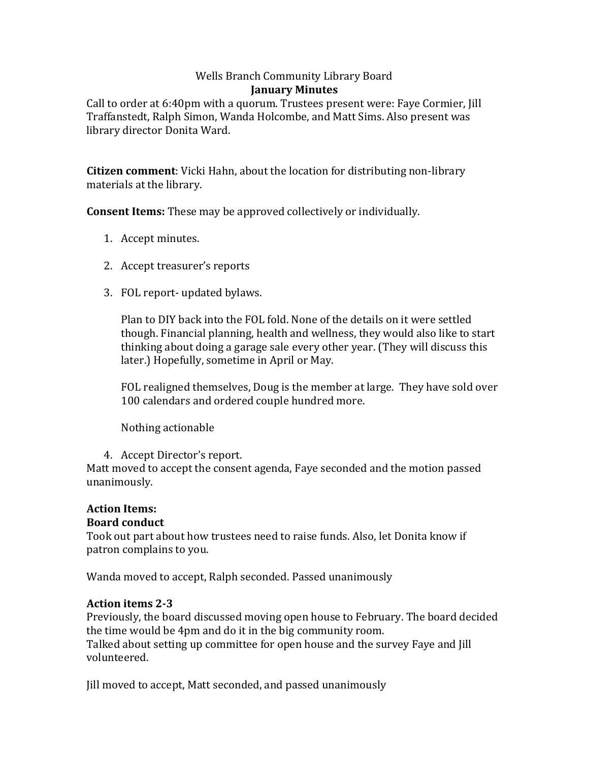Wells Branch Community Library Board

**January Minutes**

Call to order at 6:40pm with a quorum. Trustees present were: Faye Cormier, Jill Traffanstedt, Ralph Simon, Wanda Holcombe, and Matt Sims. Also present was library director Donita Ward.

**Citizen comment**: Vicki Hahn, about the location for distributing non-library materials at the library.

**Consent Items:** These may be approved collectively or individually.

1. Accept minutes.
2. Accept treasurer's reports
3. FOL report- updated bylaws.

   Plan to DIY back into the FOL fold. None of the details on it were settled though. Financial planning, health and wellness, they would also like to start thinking about doing a garage sale every other year. (They will discuss this later.) Hopefully, sometime in April or May.

   FOL realigned themselves, Doug is the member at large. They have sold over 100 calendars and ordered couple hundred more.

   Nothing actionable

4. Accept Director's report.

Matt moved to accept the consent agenda, Faye seconded and the motion passed unanimously.

**Action Items:**

**Board conduct**

Took out part about how trustees need to raise funds. Also, let Donita know if patron complains to you.

Wanda moved to accept, Ralph seconded. Passed unanimously

**Action items 2-3**

Previously, the board discussed moving open house to February. The board decided the time would be 4pm and do it in the big community room.
Talked about setting up committee for open house and the survey Faye and Jill volunteered.

Jill moved to accept, Matt seconded, and passed unanimously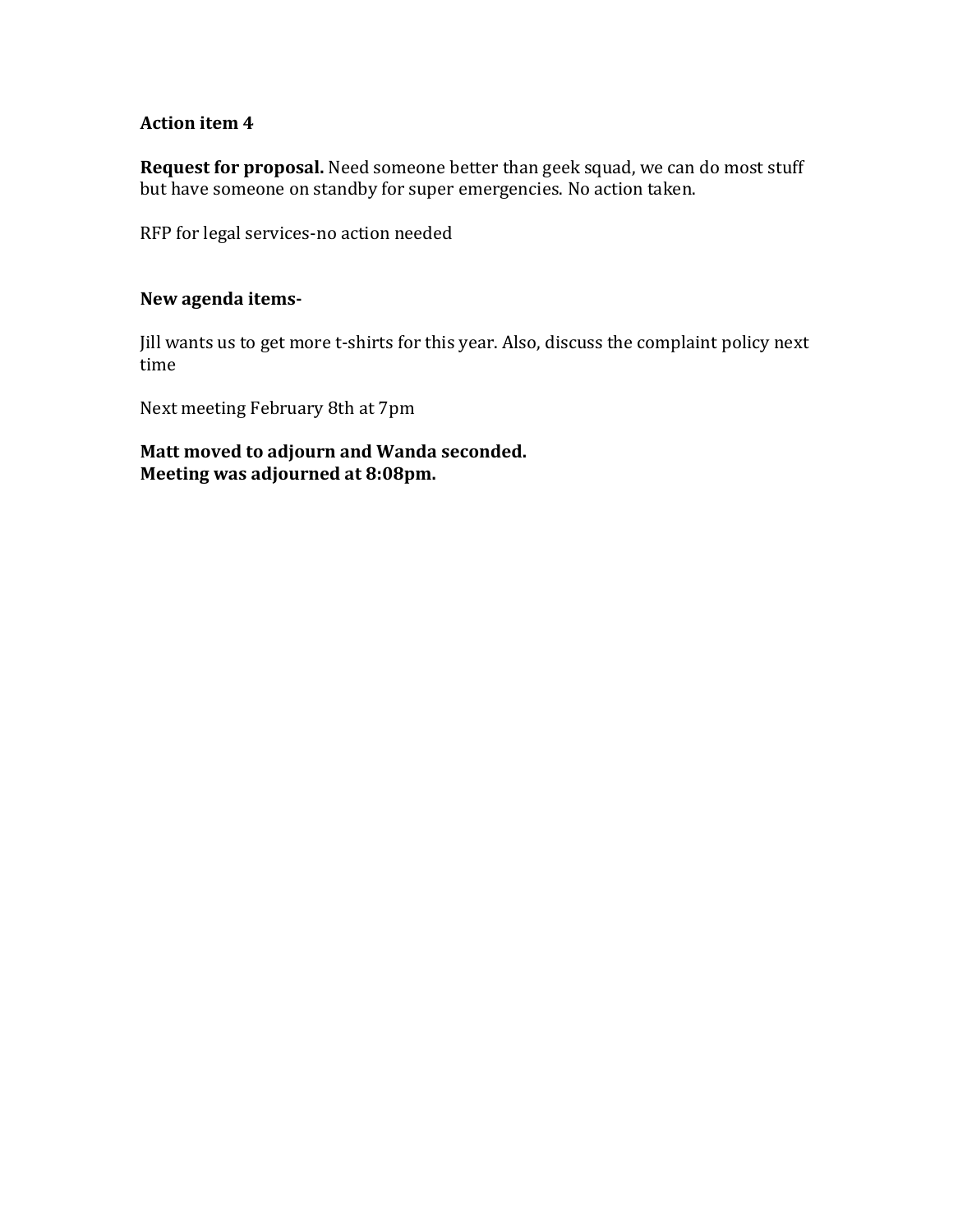**Action item 4**

**Request for proposal.** Need someone better than geek squad, we can do most stuff but have someone on standby for super emergencies. No action taken.

RFP for legal services-no action needed

**New agenda items-**

Jill wants us to get more t-shirts for this year. Also, discuss the complaint policy next time

Next meeting February 8th at 7pm

**Matt moved to adjourn and Wanda seconded.**
**Meeting was adjourned at 8:08pm.**